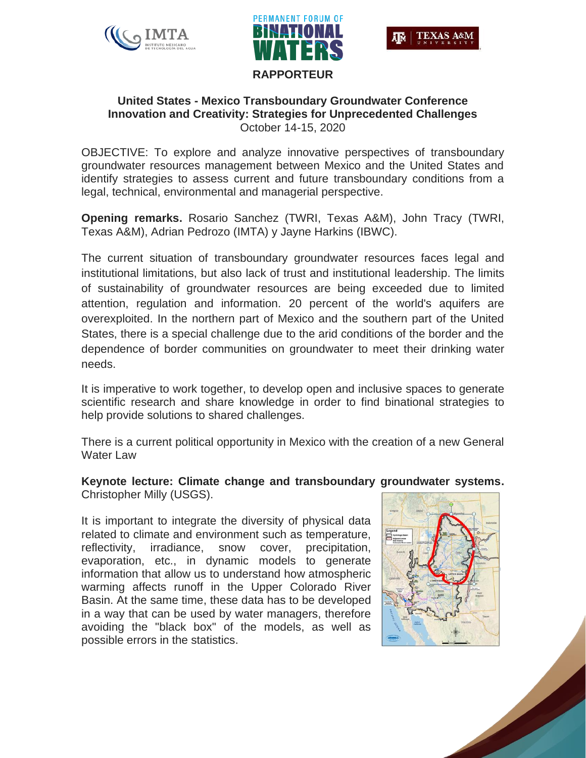RAPPORTEUR

# United States - Mexico Transboundary Groundwater Conference
## Innovation and Creativity: Strategies for Unprecedented Challenges

October 14-15, 2020

OBJECTIVE: To explore and analyze innovative perspectives of transboundary groundwater resources management between Mexico and the United States and identify strategies to assess current and future transboundary conditions from a legal, technical, environmental and managerial perspective.

**Opening remarks.** Rosario Sanchez (TWRI, Texas A&M), John Tracy (TWRI, Texas A&M), Adrian Pedrozo (IMTA) y Jayne Harkins (IBWC).

The current situation of transboundary groundwater resources faces legal and institutional limitations, but also lack of trust and institutional leadership. The limits of sustainability of groundwater resources are being exceeded due to limited attention, regulation and information. 20 percent of the world's aquifers are overexploited. In the northern part of Mexico and the southern part of the United States, there is a special challenge due to the arid conditions of the border and the dependence of border communities on groundwater to meet their drinking water needs.

It is imperative to work together, to develop open and inclusive spaces to generate scientific research and share knowledge in order to find binational strategies to help provide solutions to shared challenges.

There is a current political opportunity in Mexico with the creation of a new General Water Law

**Keynote lecture: Climate change and transboundary groundwater systems.** Christopher Milly (USGS).

It is important to integrate the diversity of physical data related to climate and environment such as temperature, reflectivity, irradiance, snow cover, precipitation, evaporation, etc., in dynamic models to generate information that allow us to understand how atmospheric warming affects runoff in the Upper Colorado River Basin. At the same time, these data has to be developed in a way that can be used by water managers, therefore avoiding the "black box" of the models, as well as possible errors in the statistics.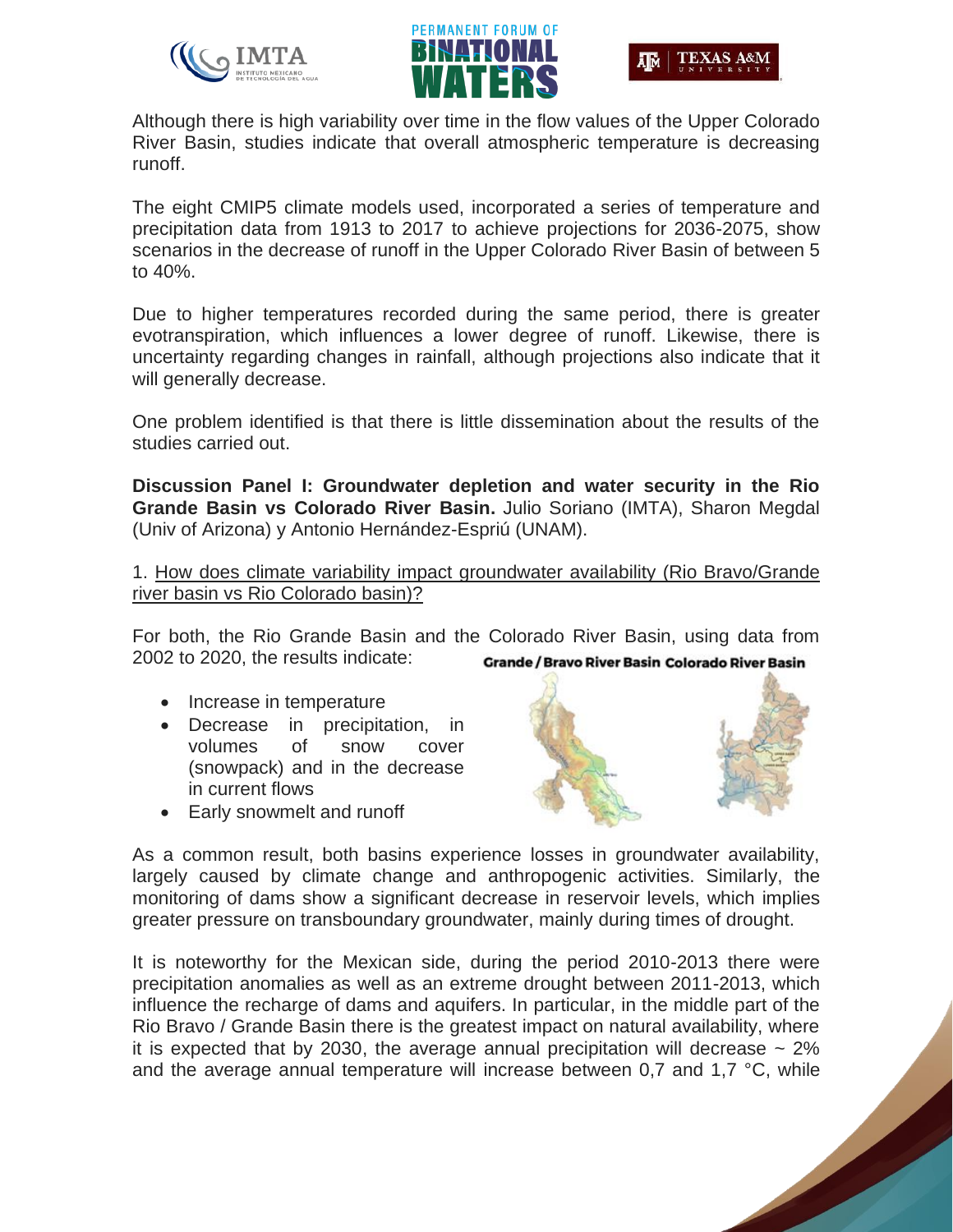Although there is high variability over time in the flow values of the Upper Colorado River Basin, studies indicate that overall atmospheric temperature is decreasing runoff.

The eight CMIP5 climate models used, incorporated a series of temperature and precipitation data from 1913 to 2017 to achieve projections for 2036-2075, show scenarios in the decrease of runoff in the Upper Colorado River Basin of between 5 to 40%.

Due to higher temperatures recorded during the same period, there is greater evotranspiration, which influences a lower degree of runoff. Likewise, there is uncertainty regarding changes in rainfall, although projections also indicate that it will generally decrease.

One problem identified is that there is little dissemination about the results of the studies carried out.

**Discussion Panel I: Groundwater depletion and water security in the Rio Grande Basin vs Colorado River Basin.** Julio Soriano (IMTA), Sharon Megdal (Univ of Arizona) y Antonio Hernández-Espriú (UNAM).

1. How does climate variability impact groundwater availability (Rio Bravo/Grande river basin vs Rio Colorado basin)?

For both, the Rio Grande Basin and the Colorado River Basin, using data from 2002 to 2020, the results indicate:

- Increase in temperature
- Decrease in precipitation, in volumes of snow cover (snowpack) and in the decrease in current flows
- Early snowmelt and runoff

Grande / Bravo River Basin Colorado River Basin

As a common result, both basins experience losses in groundwater availability, largely caused by climate change and anthropogenic activities. Similarly, the monitoring of dams show a significant decrease in reservoir levels, which implies greater pressure on transboundary groundwater, mainly during times of drought.

It is noteworthy for the Mexican side, during the period 2010-2013 there were precipitation anomalies as well as an extreme drought between 2011-2013, which influence the recharge of dams and aquifers. In particular, in the middle part of the Rio Bravo / Grande Basin there is the greatest impact on natural availability, where it is expected that by 2030, the average annual precipitation will decrease ~ 2% and the average annual temperature will increase between 0,7 and 1,7 °C, while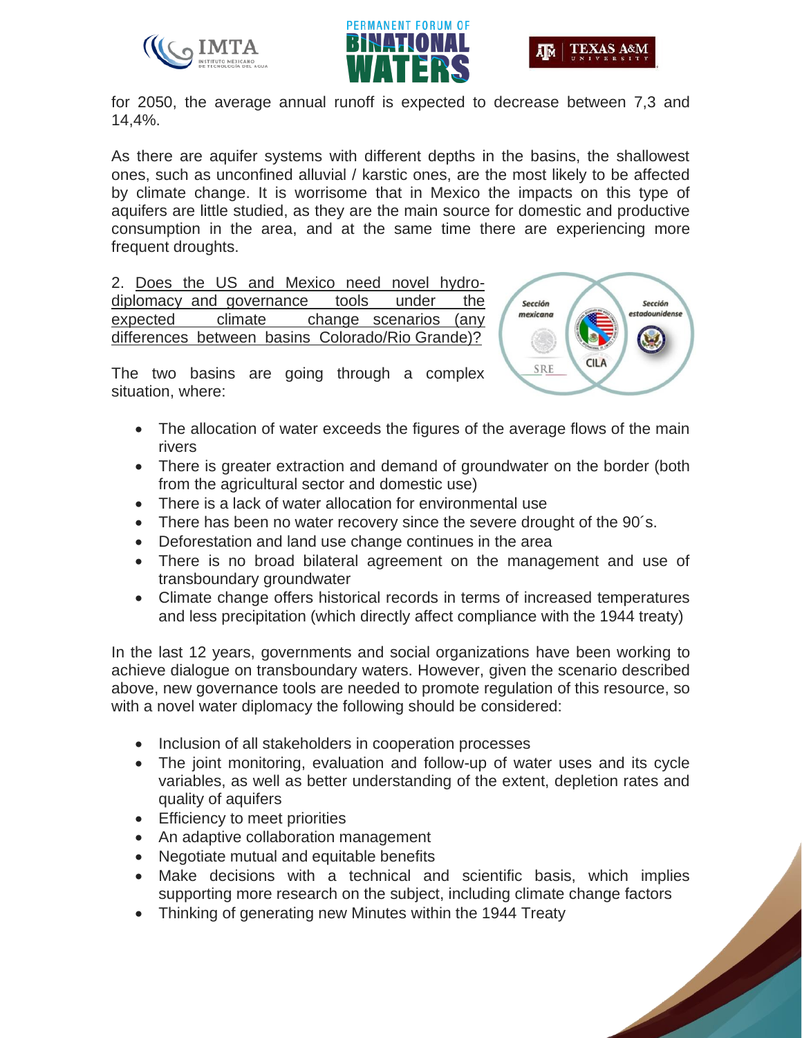for 2050, the average annual runoff is expected to decrease between 7,3 and 14,4%.

As there are aquifer systems with different depths in the basins, the shallowest ones, such as unconfined alluvial / karstic ones, are the most likely to be affected by climate change. It is worrisome that in Mexico the impacts on this type of aquifers are little studied, as they are the main source for domestic and productive consumption in the area, and at the same time there are experiencing more frequent droughts.

2. Does the US and Mexico need novel hydro-diplomacy and governance tools under the expected climate change scenarios (any differences between basins Colorado/Rio Grande)?

The two basins are going through a complex situation, where:

- The allocation of water exceeds the figures of the average flows of the main rivers
- There is greater extraction and demand of groundwater on the border (both from the agricultural sector and domestic use)
- There is a lack of water allocation for environmental use
- There has been no water recovery since the severe drought of the 90´s.
- Deforestation and land use change continues in the area
- There is no broad bilateral agreement on the management and use of transboundary groundwater
- Climate change offers historical records in terms of increased temperatures and less precipitation (which directly affect compliance with the 1944 treaty)

In the last 12 years, governments and social organizations have been working to achieve dialogue on transboundary waters. However, given the scenario described above, new governance tools are needed to promote regulation of this resource, so with a novel water diplomacy the following should be considered:

- Inclusion of all stakeholders in cooperation processes
- The joint monitoring, evaluation and follow-up of water uses and its cycle variables, as well as better understanding of the extent, depletion rates and quality of aquifers
- Efficiency to meet priorities
- An adaptive collaboration management
- Negotiate mutual and equitable benefits
- Make decisions with a technical and scientific basis, which implies supporting more research on the subject, including climate change factors
- Thinking of generating new Minutes within the 1944 Treaty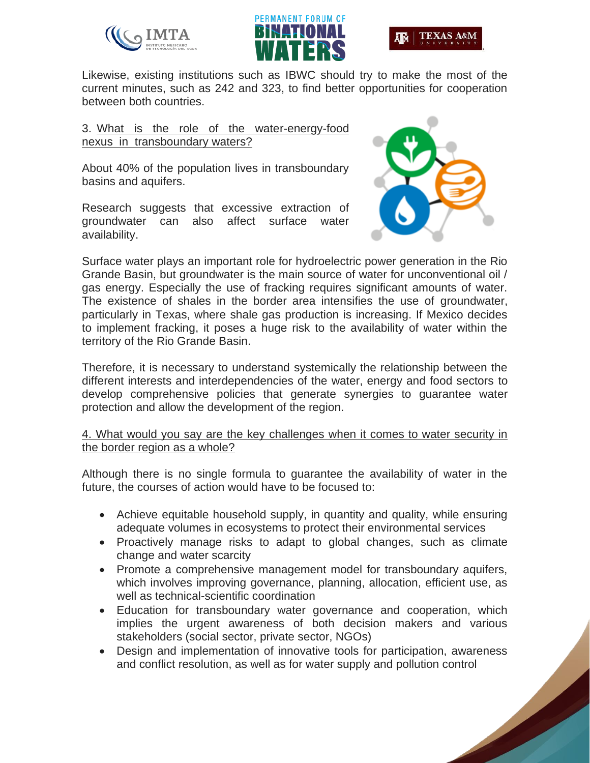Likewise, existing institutions such as IBWC should try to make the most of the current minutes, such as 242 and 323, to find better opportunities for cooperation between both countries.

3. <u>What is the role of the water-energy-food nexus in transboundary waters?</u>

About 40% of the population lives in transboundary basins and aquifers.

Research suggests that excessive extraction of groundwater can also affect surface water availability.

Surface water plays an important role for hydroelectric power generation in the Rio Grande Basin, but groundwater is the main source of water for unconventional oil / gas energy. Especially the use of fracking requires significant amounts of water. The existence of shales in the border area intensifies the use of groundwater, particularly in Texas, where shale gas production is increasing. If Mexico decides to implement fracking, it poses a huge risk to the availability of water within the territory of the Rio Grande Basin.

Therefore, it is necessary to understand systemically the relationship between the different interests and interdependencies of the water, energy and food sectors to develop comprehensive policies that generate synergies to guarantee water protection and allow the development of the region.

<u>4. What would you say are the key challenges when it comes to water security in the border region as a whole?</u>

Although there is no single formula to guarantee the availability of water in the future, the courses of action would have to be focused to:

- Achieve equitable household supply, in quantity and quality, while ensuring adequate volumes in ecosystems to protect their environmental services
- Proactively manage risks to adapt to global changes, such as climate change and water scarcity
- Promote a comprehensive management model for transboundary aquifers, which involves improving governance, planning, allocation, efficient use, as well as technical-scientific coordination
- Education for transboundary water governance and cooperation, which implies the urgent awareness of both decision makers and various stakeholders (social sector, private sector, NGOs)
- Design and implementation of innovative tools for participation, awareness and conflict resolution, as well as for water supply and pollution control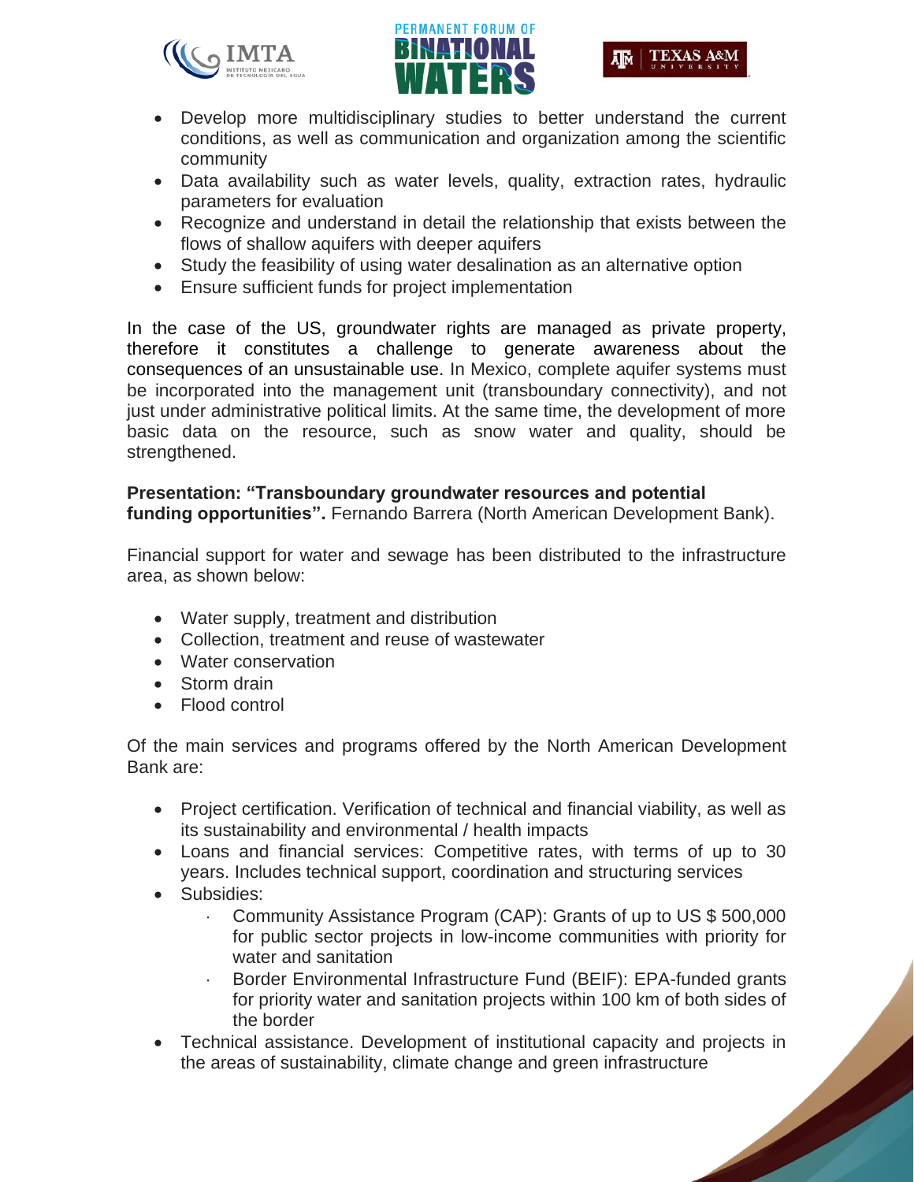- Develop more multidisciplinary studies to better understand the current conditions, as well as communication and organization among the scientific community
- Data availability such as water levels, quality, extraction rates, hydraulic parameters for evaluation
- Recognize and understand in detail the relationship that exists between the flows of shallow aquifers with deeper aquifers
- Study the feasibility of using water desalination as an alternative option
- Ensure sufficient funds for project implementation

In the case of the US, groundwater rights are managed as private property, therefore it constitutes a challenge to generate awareness about the consequences of an unsustainable use. In Mexico, complete aquifer systems must be incorporated into the management unit (transboundary connectivity), and not just under administrative political limits. At the same time, the development of more basic data on the resource, such as snow water and quality, should be strengthened.

**Presentation: "Transboundary groundwater resources and potential funding opportunities".** Fernando Barrera (North American Development Bank).

Financial support for water and sewage has been distributed to the infrastructure area, as shown below:

- Water supply, treatment and distribution
- Collection, treatment and reuse of wastewater
- Water conservation
- Storm drain
- Flood control

Of the main services and programs offered by the North American Development Bank are:

- Project certification. Verification of technical and financial viability, as well as its sustainability and environmental / health impacts
- Loans and financial services: Competitive rates, with terms of up to 30 years. Includes technical support, coordination and structuring services
- Subsidies:
  - Community Assistance Program (CAP): Grants of up to US $ 500,000 for public sector projects in low-income communities with priority for water and sanitation
  - Border Environmental Infrastructure Fund (BEIF): EPA-funded grants for priority water and sanitation projects within 100 km of both sides of the border
- Technical assistance. Development of institutional capacity and projects in the areas of sustainability, climate change and green infrastructure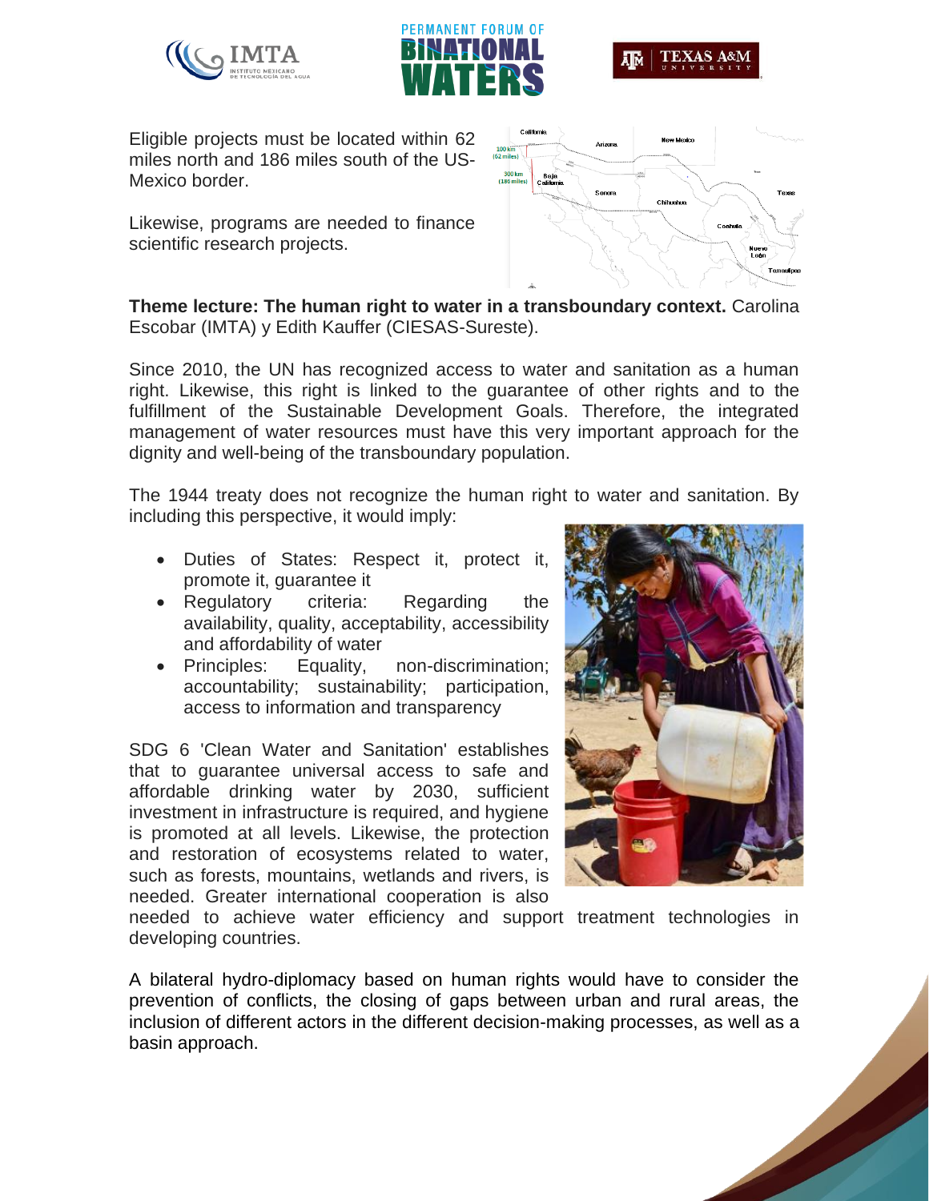Eligible projects must be located within 62 miles north and 186 miles south of the US-Mexico border.

Likewise, programs are needed to finance scientific research projects.

**Theme lecture: The human right to water in a transboundary context.** Carolina Escobar (IMTA) y Edith Kauffer (CIESAS-Sureste).

Since 2010, the UN has recognized access to water and sanitation as a human right. Likewise, this right is linked to the guarantee of other rights and to the fulfillment of the Sustainable Development Goals. Therefore, the integrated management of water resources must have this very important approach for the dignity and well-being of the transboundary population.

The 1944 treaty does not recognize the human right to water and sanitation. By including this perspective, it would imply:

- Duties of States: Respect it, protect it, promote it, guarantee it
- Regulatory criteria: Regarding the availability, quality, acceptability, accessibility and affordability of water
- Principles: Equality, non-discrimination; accountability; sustainability; participation, access to information and transparency

SDG 6 'Clean Water and Sanitation' establishes that to guarantee universal access to safe and affordable drinking water by 2030, sufficient investment in infrastructure is required, and hygiene is promoted at all levels. Likewise, the protection and restoration of ecosystems related to water, such as forests, mountains, wetlands and rivers, is needed. Greater international cooperation is also needed to achieve water efficiency and support treatment technologies in developing countries.

A bilateral hydro-diplomacy based on human rights would have to consider the prevention of conflicts, the closing of gaps between urban and rural areas, the inclusion of different actors in the different decision-making processes, as well as a basin approach.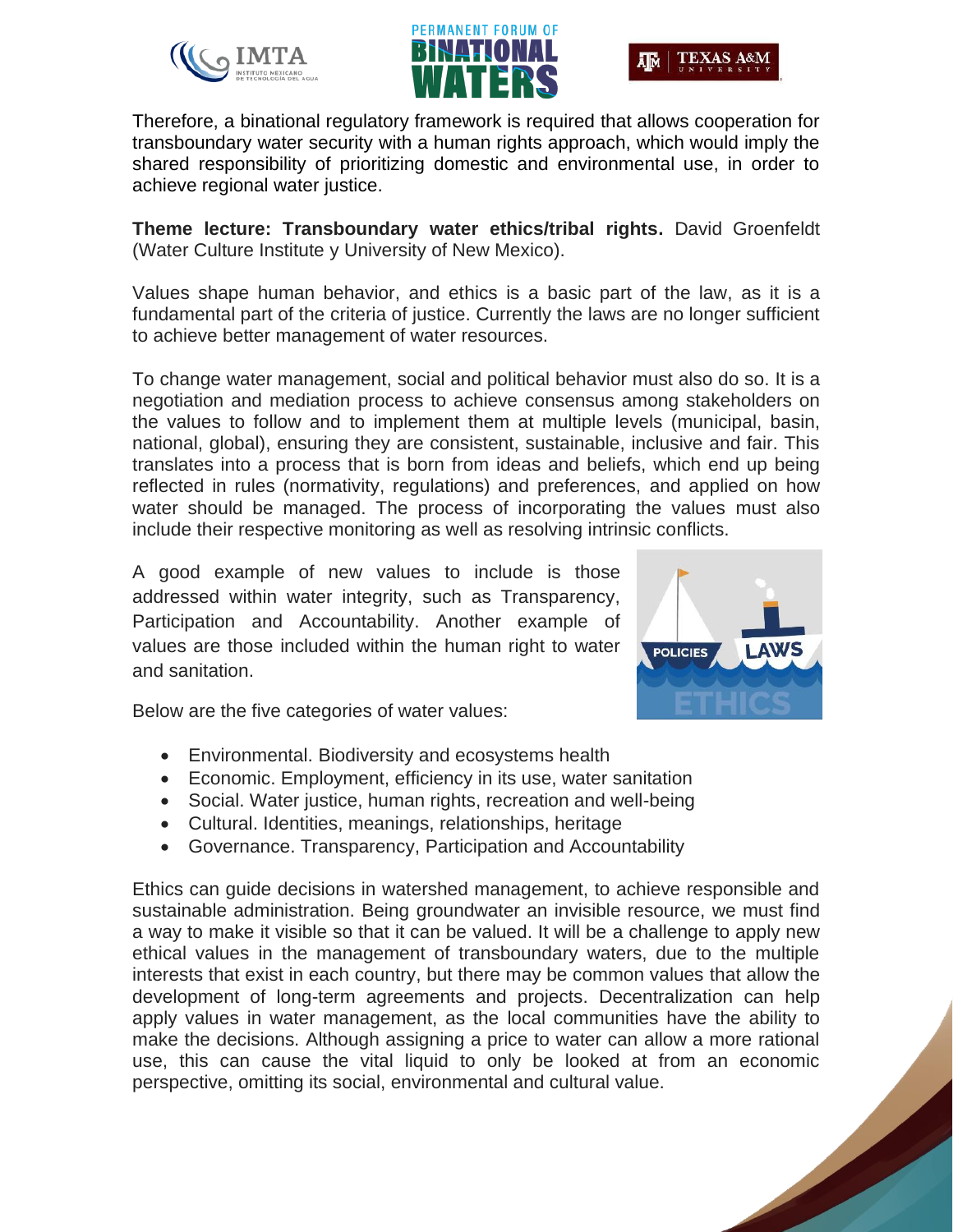Therefore, a binational regulatory framework is required that allows cooperation for transboundary water security with a human rights approach, which would imply the shared responsibility of prioritizing domestic and environmental use, in order to achieve regional water justice.

**Theme lecture: Transboundary water ethics/tribal rights.** David Groenfeldt (Water Culture Institute y University of New Mexico).

Values shape human behavior, and ethics is a basic part of the law, as it is a fundamental part of the criteria of justice. Currently the laws are no longer sufficient to achieve better management of water resources.

To change water management, social and political behavior must also do so. It is a negotiation and mediation process to achieve consensus among stakeholders on the values to follow and to implement them at multiple levels (municipal, basin, national, global), ensuring they are consistent, sustainable, inclusive and fair. This translates into a process that is born from ideas and beliefs, which end up being reflected in rules (normativity, regulations) and preferences, and applied on how water should be managed. The process of incorporating the values must also include their respective monitoring as well as resolving intrinsic conflicts.

A good example of new values to include is those addressed within water integrity, such as Transparency, Participation and Accountability. Another example of values are those included within the human right to water and sanitation.

Below are the five categories of water values:

- Environmental. Biodiversity and ecosystems health
- Economic. Employment, efficiency in its use, water sanitation
- Social. Water justice, human rights, recreation and well-being
- Cultural. Identities, meanings, relationships, heritage
- Governance. Transparency, Participation and Accountability

Ethics can guide decisions in watershed management, to achieve responsible and sustainable administration. Being groundwater an invisible resource, we must find a way to make it visible so that it can be valued. It will be a challenge to apply new ethical values in the management of transboundary waters, due to the multiple interests that exist in each country, but there may be common values that allow the development of long-term agreements and projects. Decentralization can help apply values in water management, as the local communities have the ability to make the decisions. Although assigning a price to water can allow a more rational use, this can cause the vital liquid to only be looked at from an economic perspective, omitting its social, environmental and cultural value.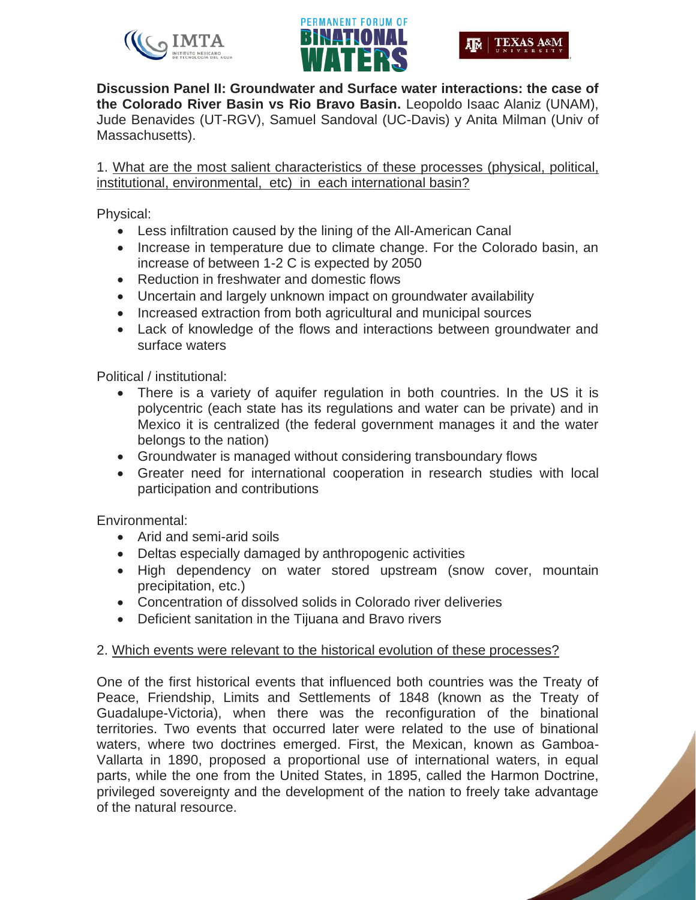**Discussion Panel II: Groundwater and Surface water interactions: the case of the Colorado River Basin vs Rio Bravo Basin.** Leopoldo Isaac Alaniz (UNAM), Jude Benavides (UT-RGV), Samuel Sandoval (UC-Davis) y Anita Milman (Univ of Massachusetts).

1. What are the most salient characteristics of these processes (physical, political, institutional, environmental, etc) in each international basin?

Physical:

- Less infiltration caused by the lining of the All-American Canal
- Increase in temperature due to climate change. For the Colorado basin, an increase of between 1-2 C is expected by 2050
- Reduction in freshwater and domestic flows
- Uncertain and largely unknown impact on groundwater availability
- Increased extraction from both agricultural and municipal sources
- Lack of knowledge of the flows and interactions between groundwater and surface waters

Political / institutional:

- There is a variety of aquifer regulation in both countries. In the US it is polycentric (each state has its regulations and water can be private) and in Mexico it is centralized (the federal government manages it and the water belongs to the nation)
- Groundwater is managed without considering transboundary flows
- Greater need for international cooperation in research studies with local participation and contributions

Environmental:

- Arid and semi-arid soils
- Deltas especially damaged by anthropogenic activities
- High dependency on water stored upstream (snow cover, mountain precipitation, etc.)
- Concentration of dissolved solids in Colorado river deliveries
- Deficient sanitation in the Tijuana and Bravo rivers

2. Which events were relevant to the historical evolution of these processes?

One of the first historical events that influenced both countries was the Treaty of Peace, Friendship, Limits and Settlements of 1848 (known as the Treaty of Guadalupe-Victoria), when there was the reconfiguration of the binational territories. Two events that occurred later were related to the use of binational waters, where two doctrines emerged. First, the Mexican, known as Gamboa-Vallarta in 1890, proposed a proportional use of international waters, in equal parts, while the one from the United States, in 1895, called the Harmon Doctrine, privileged sovereignty and the development of the nation to freely take advantage of the natural resource.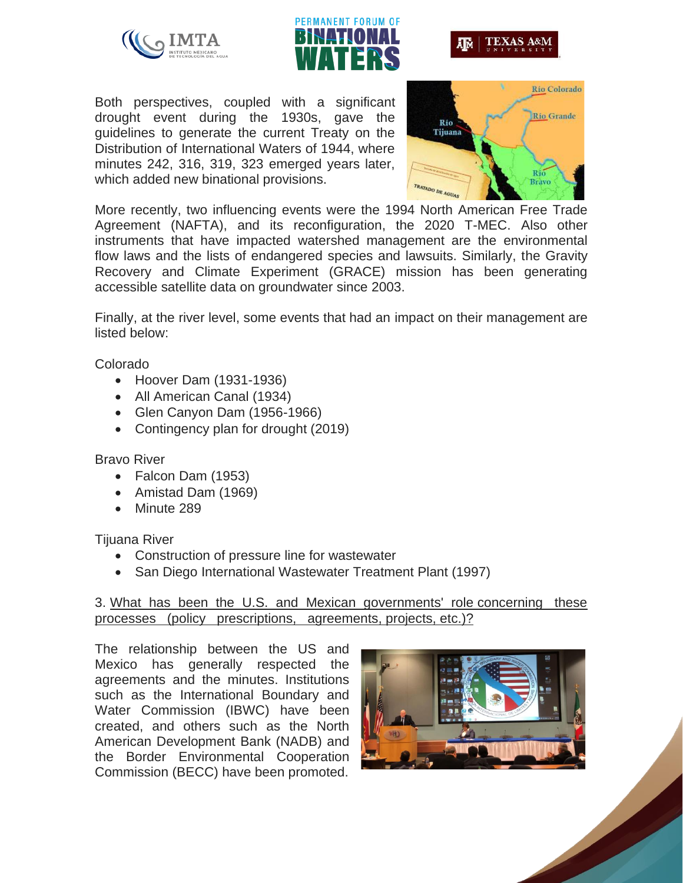Both perspectives, coupled with a significant drought event during the 1930s, gave the guidelines to generate the current Treaty on the Distribution of International Waters of 1944, where minutes 242, 316, 319, 323 emerged years later, which added new binational provisions.

More recently, two influencing events were the 1994 North American Free Trade Agreement (NAFTA), and its reconfiguration, the 2020 T-MEC. Also other instruments that have impacted watershed management are the environmental flow laws and the lists of endangered species and lawsuits. Similarly, the Gravity Recovery and Climate Experiment (GRACE) mission has been generating accessible satellite data on groundwater since 2003.

Finally, at the river level, some events that had an impact on their management are listed below:

Colorado

- Hoover Dam (1931-1936)
- All American Canal (1934)
- Glen Canyon Dam (1956-1966)
- Contingency plan for drought (2019)

Bravo River

- Falcon Dam (1953)
- Amistad Dam (1969)
- Minute 289

Tijuana River

- Construction of pressure line for wastewater
- San Diego International Wastewater Treatment Plant (1997)

3. What has been the U.S. and Mexican governments' role concerning these processes (policy prescriptions, agreements, projects, etc.)?

The relationship between the US and Mexico has generally respected the agreements and the minutes. Institutions such as the International Boundary and Water Commission (IBWC) have been created, and others such as the North American Development Bank (NADB) and the Border Environmental Cooperation Commission (BECC) have been promoted.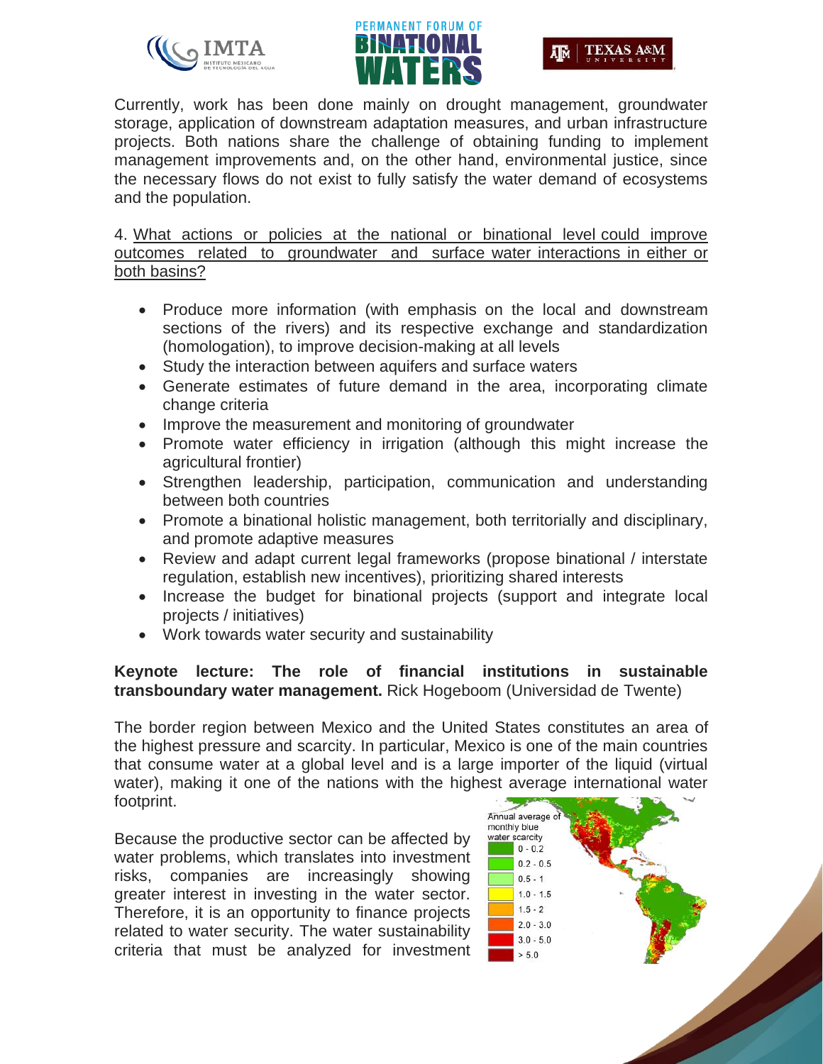Currently, work has been done mainly on drought management, groundwater storage, application of downstream adaptation measures, and urban infrastructure projects. Both nations share the challenge of obtaining funding to implement management improvements and, on the other hand, environmental justice, since the necessary flows do not exist to fully satisfy the water demand of ecosystems and the population.

4. What actions or policies at the national or binational level could improve outcomes related to groundwater and surface water interactions in either or both basins?

- Produce more information (with emphasis on the local and downstream sections of the rivers) and its respective exchange and standardization (homologation), to improve decision-making at all levels
- Study the interaction between aquifers and surface waters
- Generate estimates of future demand in the area, incorporating climate change criteria
- Improve the measurement and monitoring of groundwater
- Promote water efficiency in irrigation (although this might increase the agricultural frontier)
- Strengthen leadership, participation, communication and understanding between both countries
- Promote a binational holistic management, both territorially and disciplinary, and promote adaptive measures
- Review and adapt current legal frameworks (propose binational / interstate regulation, establish new incentives), prioritizing shared interests
- Increase the budget for binational projects (support and integrate local projects / initiatives)
- Work towards water security and sustainability

**Keynote lecture: The role of financial institutions in sustainable transboundary water management.** Rick Hogeboom (Universidad de Twente)

The border region between Mexico and the United States constitutes an area of the highest pressure and scarcity. In particular, Mexico is one of the main countries that consume water at a global level and is a large importer of the liquid (virtual water), making it one of the nations with the highest average international water footprint.

Because the productive sector can be affected by water problems, which translates into investment risks, companies are increasingly showing greater interest in investing in the water sector. Therefore, it is an opportunity to finance projects related to water security. The water sustainability criteria that must be analyzed for investment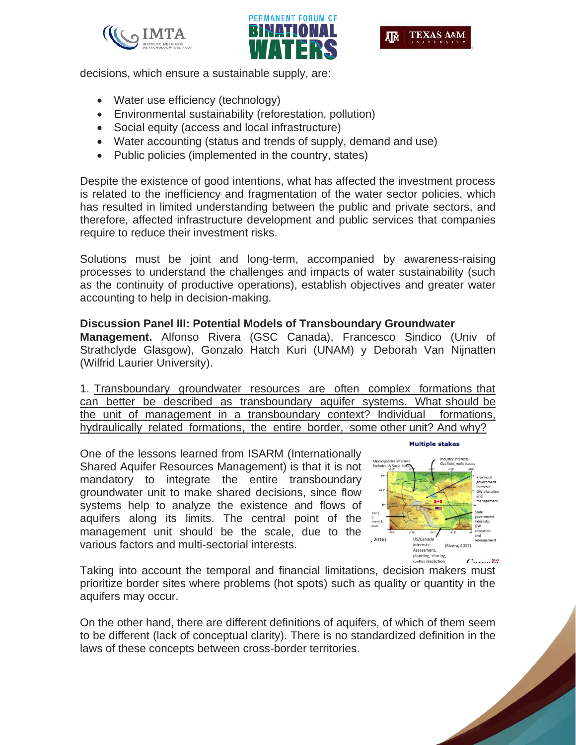decisions, which ensure a sustainable supply, are:

- Water use efficiency (technology)
- Environmental sustainability (reforestation, pollution)
- Social equity (access and local infrastructure)
- Water accounting (status and trends of supply, demand and use)
- Public policies (implemented in the country, states)

Despite the existence of good intentions, what has affected the investment process is related to the inefficiency and fragmentation of the water sector policies, which has resulted in limited understanding between the public and private sectors, and therefore, affected infrastructure development and public services that companies require to reduce their investment risks.

Solutions must be joint and long-term, accompanied by awareness-raising processes to understand the challenges and impacts of water sustainability (such as the continuity of productive operations), establish objectives and greater water accounting to help in decision-making.

**Discussion Panel III: Potential Models of Transboundary Groundwater Management.** Alfonso Rivera (GSC Canada), Francesco Sindico (Univ of Strathclyde Glasgow), Gonzalo Hatch Kuri (UNAM) y Deborah Van Nijnatten (Wilfrid Laurier University).

1. Transboundary groundwater resources are often complex formations that can better be described as transboundary aquifer systems. What should be the unit of management in a transboundary context? Individual formations, hydraulically related formations, the entire border, some other unit? And why?

One of the lessons learned from ISARM (Internationally Shared Aquifer Resources Management) is that it is not mandatory to integrate the entire transboundary groundwater unit to make shared decisions, since flow systems help to analyze the existence and flows of aquifers along its limits. The central point of the management unit should be the scale, due to the various factors and multi-sectorial interests.

Taking into account the temporal and financial limitations, decision makers must prioritize border sites where problems (hot spots) such as quality or quantity in the aquifers may occur.

On the other hand, there are different definitions of aquifers, of which of them seem to be different (lack of conceptual clarity). There is no standardized definition in the laws of these concepts between cross-border territories.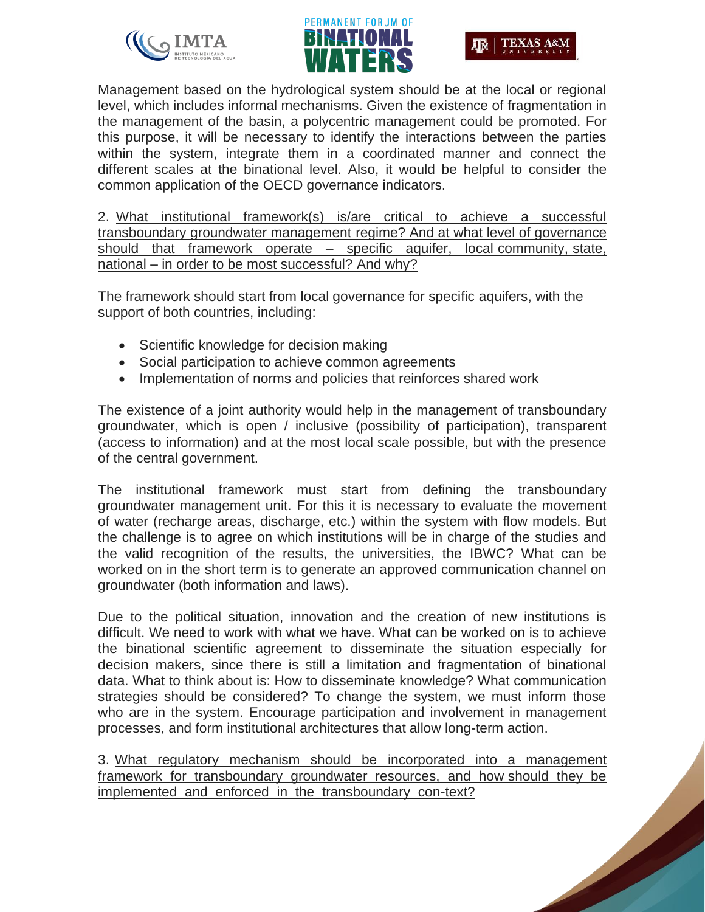Management based on the hydrological system should be at the local or regional level, which includes informal mechanisms. Given the existence of fragmentation in the management of the basin, a polycentric management could be promoted. For this purpose, it will be necessary to identify the interactions between the parties within the system, integrate them in a coordinated manner and connect the different scales at the binational level. Also, it would be helpful to consider the common application of the OECD governance indicators.

2. <u>What institutional framework(s) is/are critical to achieve a successful transboundary groundwater management regime? And at what level of governance should that framework operate – specific aquifer, local community, state, national – in order to be most successful? And why?</u>

The framework should start from local governance for specific aquifers, with the support of both countries, including:

- Scientific knowledge for decision making
- Social participation to achieve common agreements
- Implementation of norms and policies that reinforces shared work

The existence of a joint authority would help in the management of transboundary groundwater, which is open / inclusive (possibility of participation), transparent (access to information) and at the most local scale possible, but with the presence of the central government.

The institutional framework must start from defining the transboundary groundwater management unit. For this it is necessary to evaluate the movement of water (recharge areas, discharge, etc.) within the system with flow models. But the challenge is to agree on which institutions will be in charge of the studies and the valid recognition of the results, the universities, the IBWC? What can be worked on in the short term is to generate an approved communication channel on groundwater (both information and laws).

Due to the political situation, innovation and the creation of new institutions is difficult. We need to work with what we have. What can be worked on is to achieve the binational scientific agreement to disseminate the situation especially for decision makers, since there is still a limitation and fragmentation of binational data. What to think about is: How to disseminate knowledge? What communication strategies should be considered? To change the system, we must inform those who are in the system. Encourage participation and involvement in management processes, and form institutional architectures that allow long-term action.

3. <u>What regulatory mechanism should be incorporated into a management framework for transboundary groundwater resources, and how should they be implemented and enforced in the transboundary con-text?</u>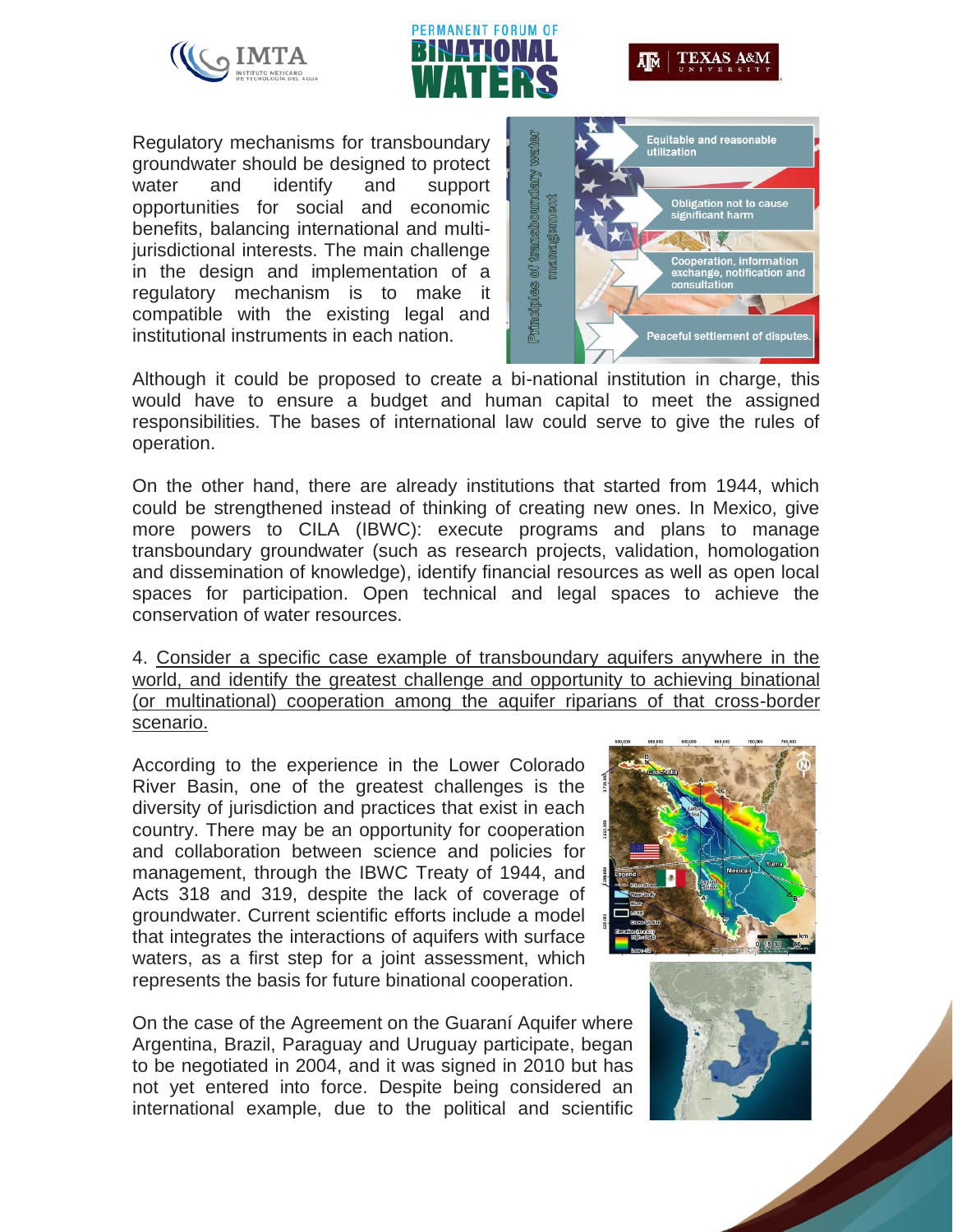Regulatory mechanisms for transboundary groundwater should be designed to protect water and identify and support opportunities for social and economic benefits, balancing international and multi-jurisdictional interests. The main challenge in the design and implementation of a regulatory mechanism is to make it compatible with the existing legal and institutional instruments in each nation.

Although it could be proposed to create a bi-national institution in charge, this would have to ensure a budget and human capital to meet the assigned responsibilities. The bases of international law could serve to give the rules of operation.

On the other hand, there are already institutions that started from 1944, which could be strengthened instead of thinking of creating new ones. In Mexico, give more powers to CILA (IBWC): execute programs and plans to manage transboundary groundwater (such as research projects, validation, homologation and dissemination of knowledge), identify financial resources as well as open local spaces for participation. Open technical and legal spaces to achieve the conservation of water resources.

4. Consider a specific case example of transboundary aquifers anywhere in the world, and identify the greatest challenge and opportunity to achieving binational (or multinational) cooperation among the aquifer riparians of that cross-border scenario.

According to the experience in the Lower Colorado River Basin, one of the greatest challenges is the diversity of jurisdiction and practices that exist in each country. There may be an opportunity for cooperation and collaboration between science and policies for management, through the IBWC Treaty of 1944, and Acts 318 and 319, despite the lack of coverage of groundwater. Current scientific efforts include a model that integrates the interactions of aquifers with surface waters, as a first step for a joint assessment, which represents the basis for future binational cooperation.

On the case of the Agreement on the Guaraní Aquifer where Argentina, Brazil, Paraguay and Uruguay participate, began to be negotiated in 2004, and it was signed in 2010 but has not yet entered into force. Despite being considered an international example, due to the political and scientific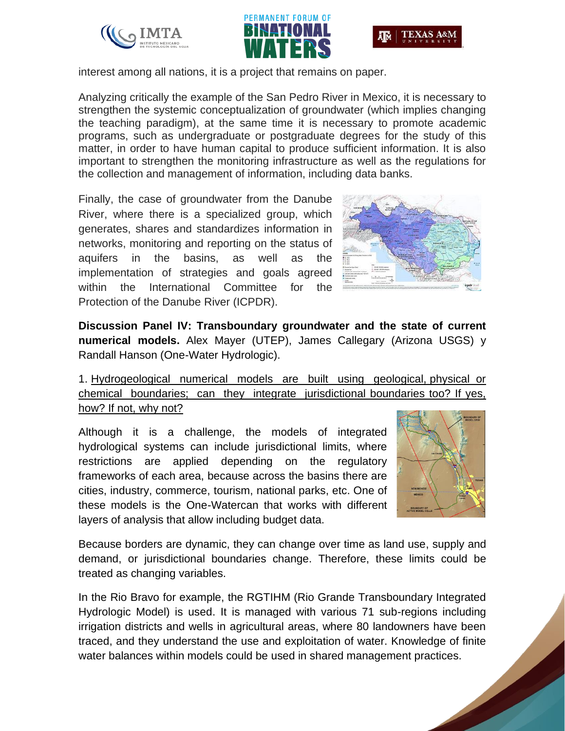interest among all nations, it is a project that remains on paper.

Analyzing critically the example of the San Pedro River in Mexico, it is necessary to strengthen the systemic conceptualization of groundwater (which implies changing the teaching paradigm), at the same time it is necessary to promote academic programs, such as undergraduate or postgraduate degrees for the study of this matter, in order to have human capital to produce sufficient information. It is also important to strengthen the monitoring infrastructure as well as the regulations for the collection and management of information, including data banks.

Finally, the case of groundwater from the Danube River, where there is a specialized group, which generates, shares and standardizes information in networks, monitoring and reporting on the status of aquifers in the basins, as well as the implementation of strategies and goals agreed within the International Committee for the Protection of the Danube River (ICPDR).

**Discussion Panel IV: Transboundary groundwater and the state of current numerical models.** Alex Mayer (UTEP), James Callegary (Arizona USGS) y Randall Hanson (One-Water Hydrologic).

1. <u>Hydrogeological numerical models are built using geological, physical or chemical boundaries; can they integrate jurisdictional boundaries too? If yes, how? If not, why not?</u>

Although it is a challenge, the models of integrated hydrological systems can include jurisdictional limits, where restrictions are applied depending on the regulatory frameworks of each area, because across the basins there are cities, industry, commerce, tourism, national parks, etc. One of these models is the One-Watercan that works with different layers of analysis that allow including budget data.

Because borders are dynamic, they can change over time as land use, supply and demand, or jurisdictional boundaries change. Therefore, these limits could be treated as changing variables.

In the Rio Bravo for example, the RGTIHM (Rio Grande Transboundary Integrated Hydrologic Model) is used. It is managed with various 71 sub-regions including irrigation districts and wells in agricultural areas, where 80 landowners have been traced, and they understand the use and exploitation of water. Knowledge of finite water balances within models could be used in shared management practices.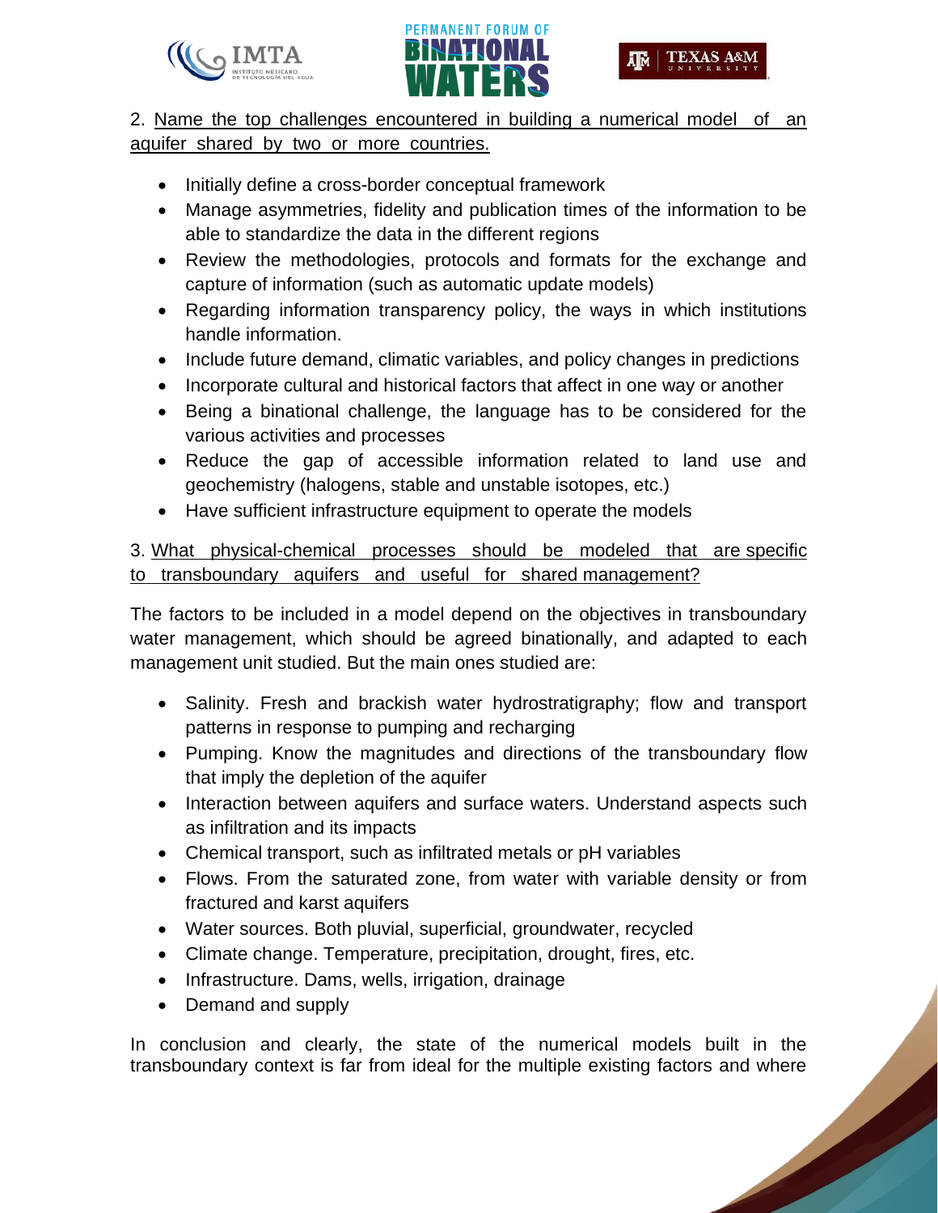2. Name the top challenges encountered in building a numerical model of an aquifer shared by two or more countries.

- Initially define a cross-border conceptual framework
- Manage asymmetries, fidelity and publication times of the information to be able to standardize the data in the different regions
- Review the methodologies, protocols and formats for the exchange and capture of information (such as automatic update models)
- Regarding information transparency policy, the ways in which institutions handle information.
- Include future demand, climatic variables, and policy changes in predictions
- Incorporate cultural and historical factors that affect in one way or another
- Being a binational challenge, the language has to be considered for the various activities and processes
- Reduce the gap of accessible information related to land use and geochemistry (halogens, stable and unstable isotopes, etc.)
- Have sufficient infrastructure equipment to operate the models

3. What physical-chemical processes should be modeled that are specific to transboundary aquifers and useful for shared management?

The factors to be included in a model depend on the objectives in transboundary water management, which should be agreed binationally, and adapted to each management unit studied. But the main ones studied are:

- Salinity. Fresh and brackish water hydrostratigraphy; flow and transport patterns in response to pumping and recharging
- Pumping. Know the magnitudes and directions of the transboundary flow that imply the depletion of the aquifer
- Interaction between aquifers and surface waters. Understand aspects such as infiltration and its impacts
- Chemical transport, such as infiltrated metals or pH variables
- Flows. From the saturated zone, from water with variable density or from fractured and karst aquifers
- Water sources. Both pluvial, superficial, groundwater, recycled
- Climate change. Temperature, precipitation, drought, fires, etc.
- Infrastructure. Dams, wells, irrigation, drainage
- Demand and supply

In conclusion and clearly, the state of the numerical models built in the transboundary context is far from ideal for the multiple existing factors and where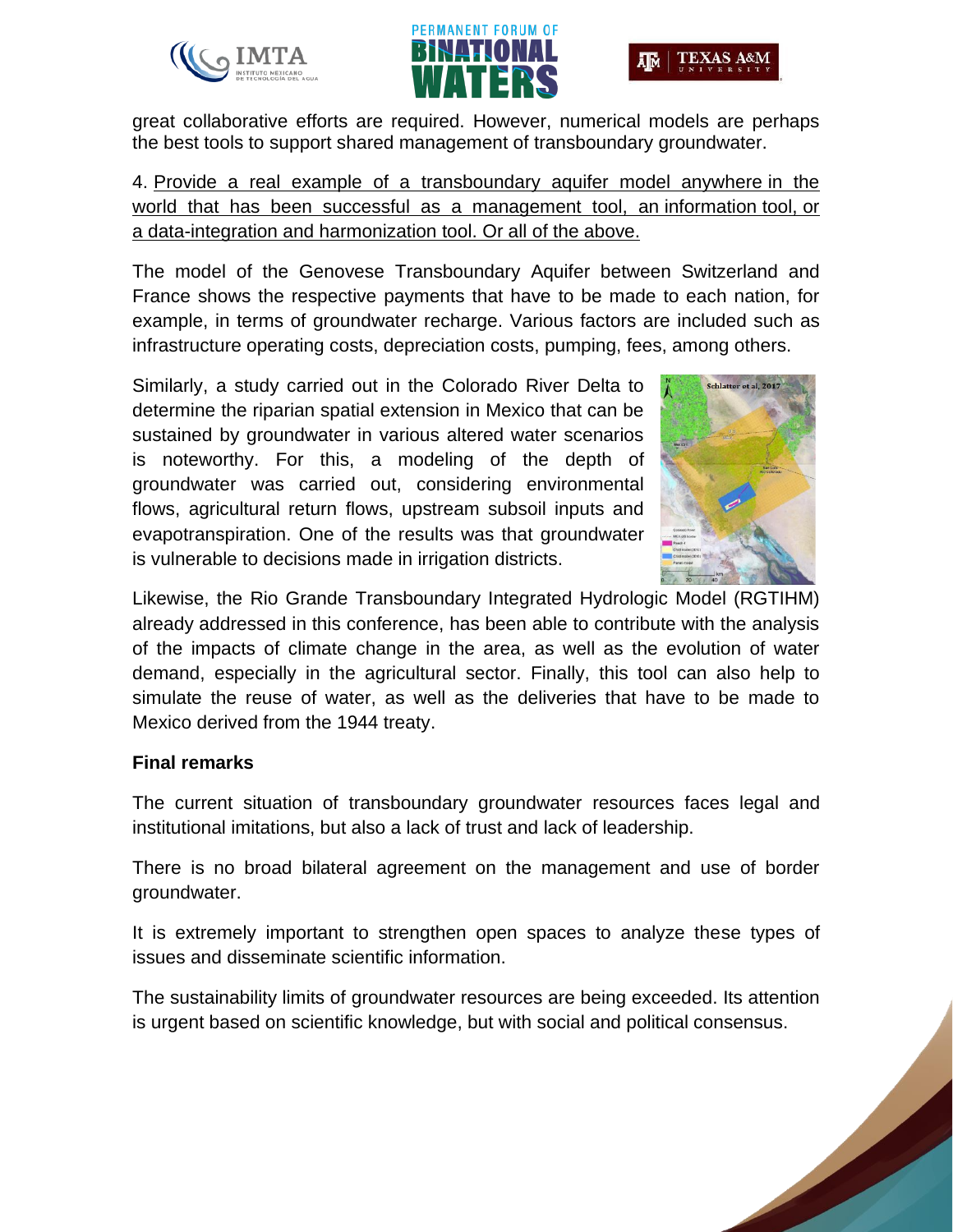great collaborative efforts are required. However, numerical models are perhaps the best tools to support shared management of transboundary groundwater.

4. Provide a real example of a transboundary aquifer model anywhere in the world that has been successful as a management tool, an information tool, or a data-integration and harmonization tool. Or all of the above.

The model of the Genovese Transboundary Aquifer between Switzerland and France shows the respective payments that have to be made to each nation, for example, in terms of groundwater recharge. Various factors are included such as infrastructure operating costs, depreciation costs, pumping, fees, among others.

Similarly, a study carried out in the Colorado River Delta to determine the riparian spatial extension in Mexico that can be sustained by groundwater in various altered water scenarios is noteworthy. For this, a modeling of the depth of groundwater was carried out, considering environmental flows, agricultural return flows, upstream subsoil inputs and evapotranspiration. One of the results was that groundwater is vulnerable to decisions made in irrigation districts.

Likewise, the Rio Grande Transboundary Integrated Hydrologic Model (RGTIHM) already addressed in this conference, has been able to contribute with the analysis of the impacts of climate change in the area, as well as the evolution of water demand, especially in the agricultural sector. Finally, this tool can also help to simulate the reuse of water, as well as the deliveries that have to be made to Mexico derived from the 1944 treaty.

**Final remarks**

The current situation of transboundary groundwater resources faces legal and institutional imitations, but also a lack of trust and lack of leadership.

There is no broad bilateral agreement on the management and use of border groundwater.

It is extremely important to strengthen open spaces to analyze these types of issues and disseminate scientific information.

The sustainability limits of groundwater resources are being exceeded. Its attention is urgent based on scientific knowledge, but with social and political consensus.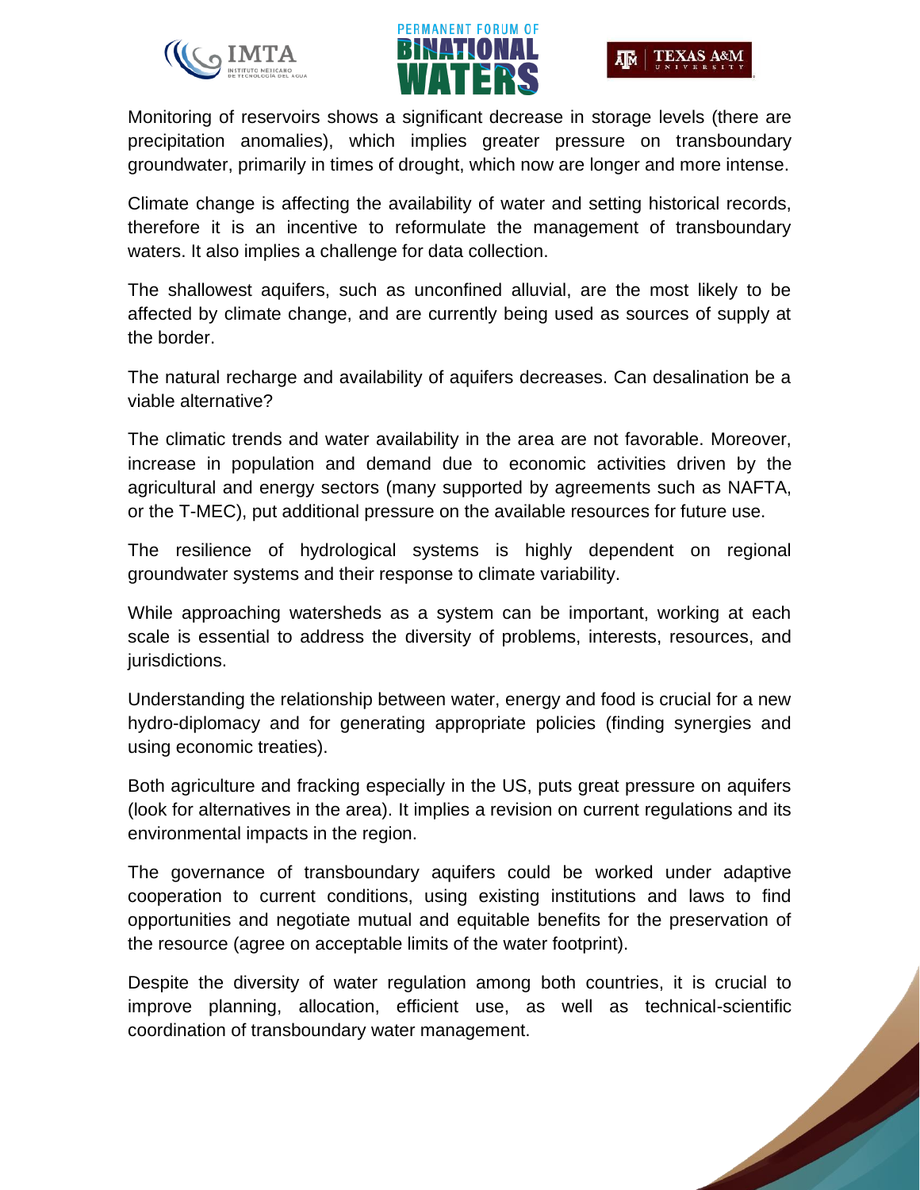Monitoring of reservoirs shows a significant decrease in storage levels (there are precipitation anomalies), which implies greater pressure on transboundary groundwater, primarily in times of drought, which now are longer and more intense.

Climate change is affecting the availability of water and setting historical records, therefore it is an incentive to reformulate the management of transboundary waters. It also implies a challenge for data collection.

The shallowest aquifers, such as unconfined alluvial, are the most likely to be affected by climate change, and are currently being used as sources of supply at the border.

The natural recharge and availability of aquifers decreases. Can desalination be a viable alternative?

The climatic trends and water availability in the area are not favorable. Moreover, increase in population and demand due to economic activities driven by the agricultural and energy sectors (many supported by agreements such as NAFTA, or the T-MEC), put additional pressure on the available resources for future use.

The resilience of hydrological systems is highly dependent on regional groundwater systems and their response to climate variability.

While approaching watersheds as a system can be important, working at each scale is essential to address the diversity of problems, interests, resources, and jurisdictions.

Understanding the relationship between water, energy and food is crucial for a new hydro-diplomacy and for generating appropriate policies (finding synergies and using economic treaties).

Both agriculture and fracking especially in the US, puts great pressure on aquifers (look for alternatives in the area). It implies a revision on current regulations and its environmental impacts in the region.

The governance of transboundary aquifers could be worked under adaptive cooperation to current conditions, using existing institutions and laws to find opportunities and negotiate mutual and equitable benefits for the preservation of the resource (agree on acceptable limits of the water footprint).

Despite the diversity of water regulation among both countries, it is crucial to improve planning, allocation, efficient use, as well as technical-scientific coordination of transboundary water management.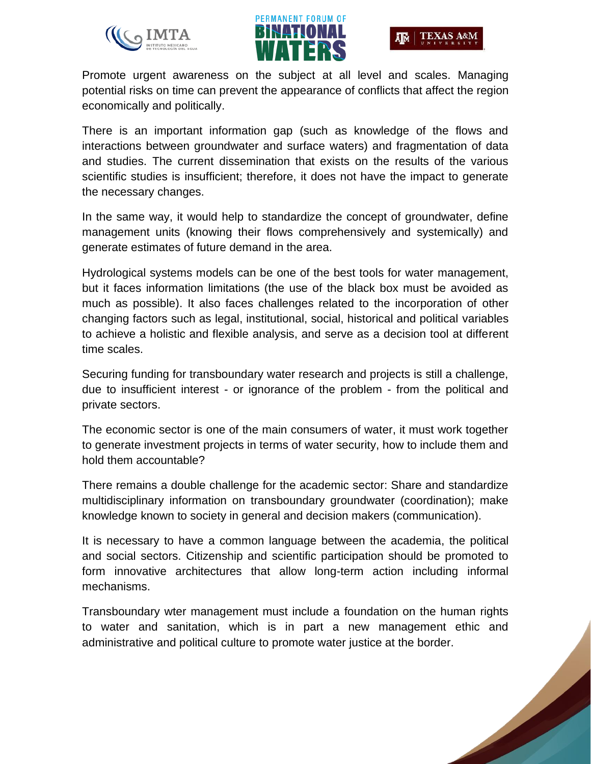Promote urgent awareness on the subject at all level and scales. Managing potential risks on time can prevent the appearance of conflicts that affect the region economically and politically.

There is an important information gap (such as knowledge of the flows and interactions between groundwater and surface waters) and fragmentation of data and studies. The current dissemination that exists on the results of the various scientific studies is insufficient; therefore, it does not have the impact to generate the necessary changes.

In the same way, it would help to standardize the concept of groundwater, define management units (knowing their flows comprehensively and systemically) and generate estimates of future demand in the area.

Hydrological systems models can be one of the best tools for water management, but it faces information limitations (the use of the black box must be avoided as much as possible). It also faces challenges related to the incorporation of other changing factors such as legal, institutional, social, historical and political variables to achieve a holistic and flexible analysis, and serve as a decision tool at different time scales.

Securing funding for transboundary water research and projects is still a challenge, due to insufficient interest - or ignorance of the problem - from the political and private sectors.

The economic sector is one of the main consumers of water, it must work together to generate investment projects in terms of water security, how to include them and hold them accountable?

There remains a double challenge for the academic sector: Share and standardize multidisciplinary information on transboundary groundwater (coordination); make knowledge known to society in general and decision makers (communication).

It is necessary to have a common language between the academia, the political and social sectors. Citizenship and scientific participation should be promoted to form innovative architectures that allow long-term action including informal mechanisms.

Transboundary wter management must include a foundation on the human rights to water and sanitation, which is in part a new management ethic and administrative and political culture to promote water justice at the border.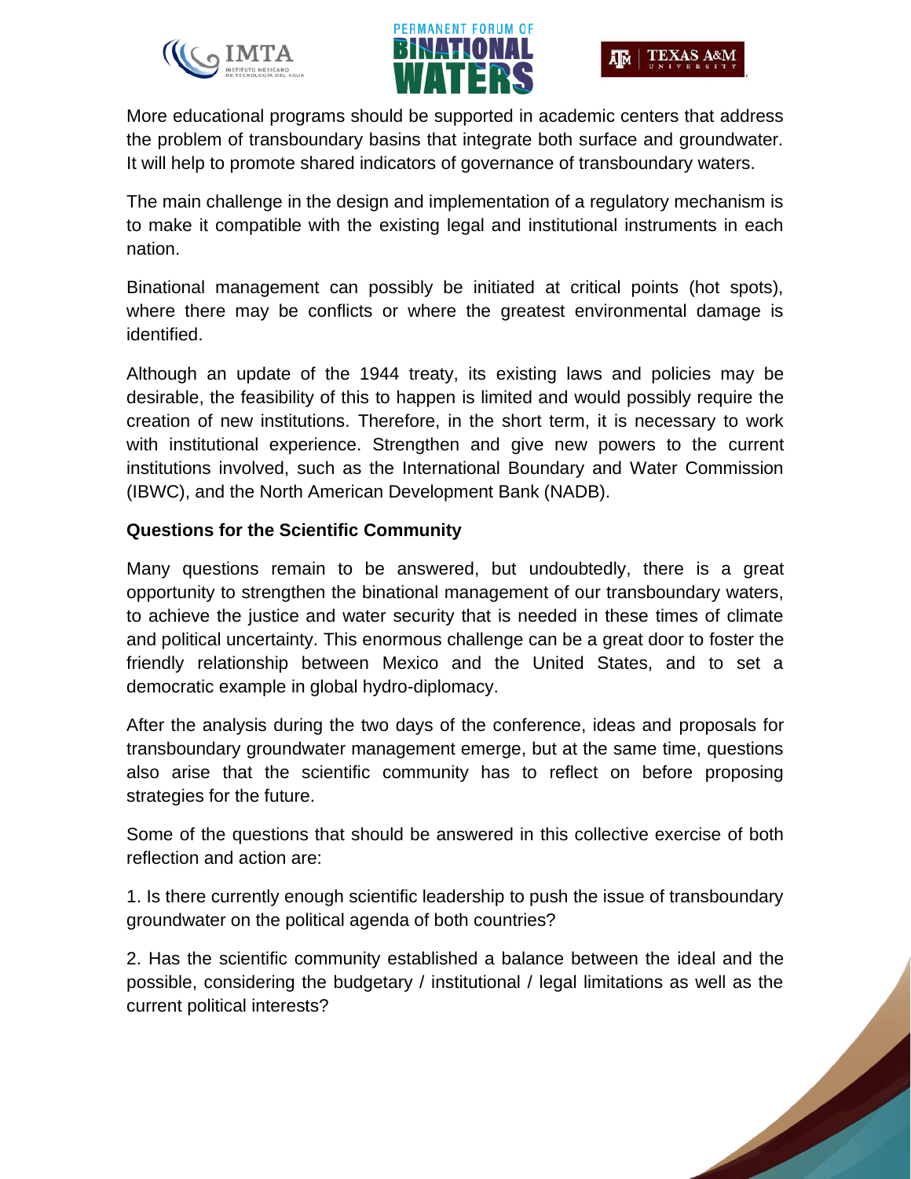More educational programs should be supported in academic centers that address the problem of transboundary basins that integrate both surface and groundwater. It will help to promote shared indicators of governance of transboundary waters.

The main challenge in the design and implementation of a regulatory mechanism is to make it compatible with the existing legal and institutional instruments in each nation.

Binational management can possibly be initiated at critical points (hot spots), where there may be conflicts or where the greatest environmental damage is identified.

Although an update of the 1944 treaty, its existing laws and policies may be desirable, the feasibility of this to happen is limited and would possibly require the creation of new institutions. Therefore, in the short term, it is necessary to work with institutional experience. Strengthen and give new powers to the current institutions involved, such as the International Boundary and Water Commission (IBWC), and the North American Development Bank (NADB).

**Questions for the Scientific Community**

Many questions remain to be answered, but undoubtedly, there is a great opportunity to strengthen the binational management of our transboundary waters, to achieve the justice and water security that is needed in these times of climate and political uncertainty. This enormous challenge can be a great door to foster the friendly relationship between Mexico and the United States, and to set a democratic example in global hydro-diplomacy.

After the analysis during the two days of the conference, ideas and proposals for transboundary groundwater management emerge, but at the same time, questions also arise that the scientific community has to reflect on before proposing strategies for the future.

Some of the questions that should be answered in this collective exercise of both reflection and action are:

1. Is there currently enough scientific leadership to push the issue of transboundary groundwater on the political agenda of both countries?

2. Has the scientific community established a balance between the ideal and the possible, considering the budgetary / institutional / legal limitations as well as the current political interests?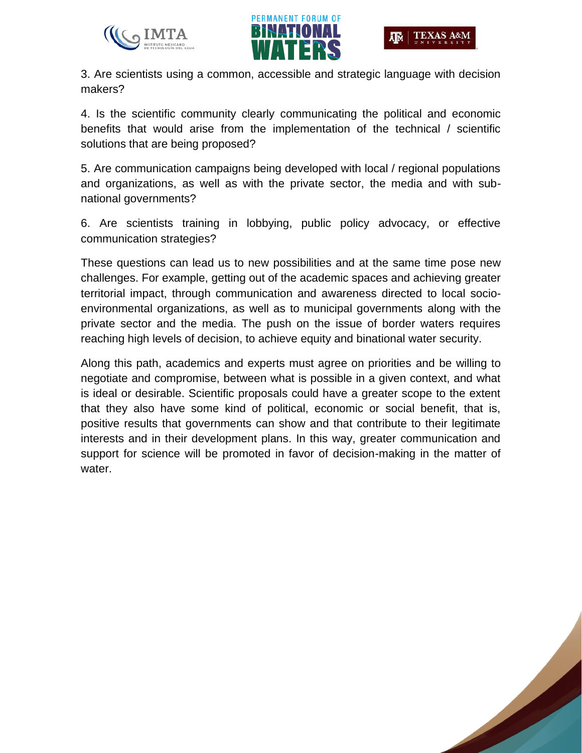3. Are scientists using a common, accessible and strategic language with decision makers?

4. Is the scientific community clearly communicating the political and economic benefits that would arise from the implementation of the technical / scientific solutions that are being proposed?

5. Are communication campaigns being developed with local / regional populations and organizations, as well as with the private sector, the media and with sub-national governments?

6. Are scientists training in lobbying, public policy advocacy, or effective communication strategies?

These questions can lead us to new possibilities and at the same time pose new challenges. For example, getting out of the academic spaces and achieving greater territorial impact, through communication and awareness directed to local socio-environmental organizations, as well as to municipal governments along with the private sector and the media. The push on the issue of border waters requires reaching high levels of decision, to achieve equity and binational water security.

Along this path, academics and experts must agree on priorities and be willing to negotiate and compromise, between what is possible in a given context, and what is ideal or desirable. Scientific proposals could have a greater scope to the extent that they also have some kind of political, economic or social benefit, that is, positive results that governments can show and that contribute to their legitimate interests and in their development plans. In this way, greater communication and support for science will be promoted in favor of decision-making in the matter of water.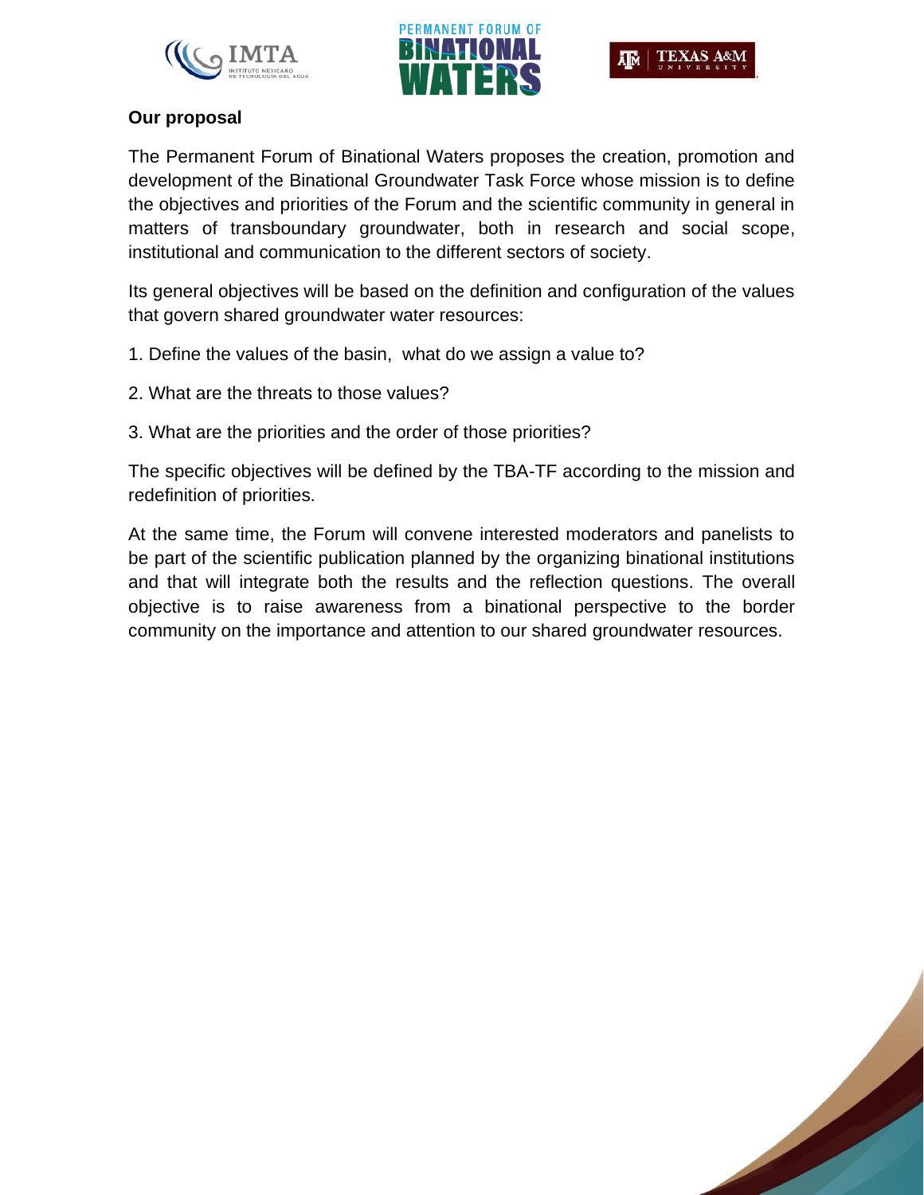**Our proposal**

The Permanent Forum of Binational Waters proposes the creation, promotion and development of the Binational Groundwater Task Force whose mission is to define the objectives and priorities of the Forum and the scientific community in general in matters of transboundary groundwater, both in research and social scope, institutional and communication to the different sectors of society.

Its general objectives will be based on the definition and configuration of the values that govern shared groundwater water resources:

1. Define the values of the basin, what do we assign a value to?
2. What are the threats to those values?
3. What are the priorities and the order of those priorities?

The specific objectives will be defined by the TBA-TF according to the mission and redefinition of priorities.

At the same time, the Forum will convene interested moderators and panelists to be part of the scientific publication planned by the organizing binational institutions and that will integrate both the results and the reflection questions. The overall objective is to raise awareness from a binational perspective to the border community on the importance and attention to our shared groundwater resources.